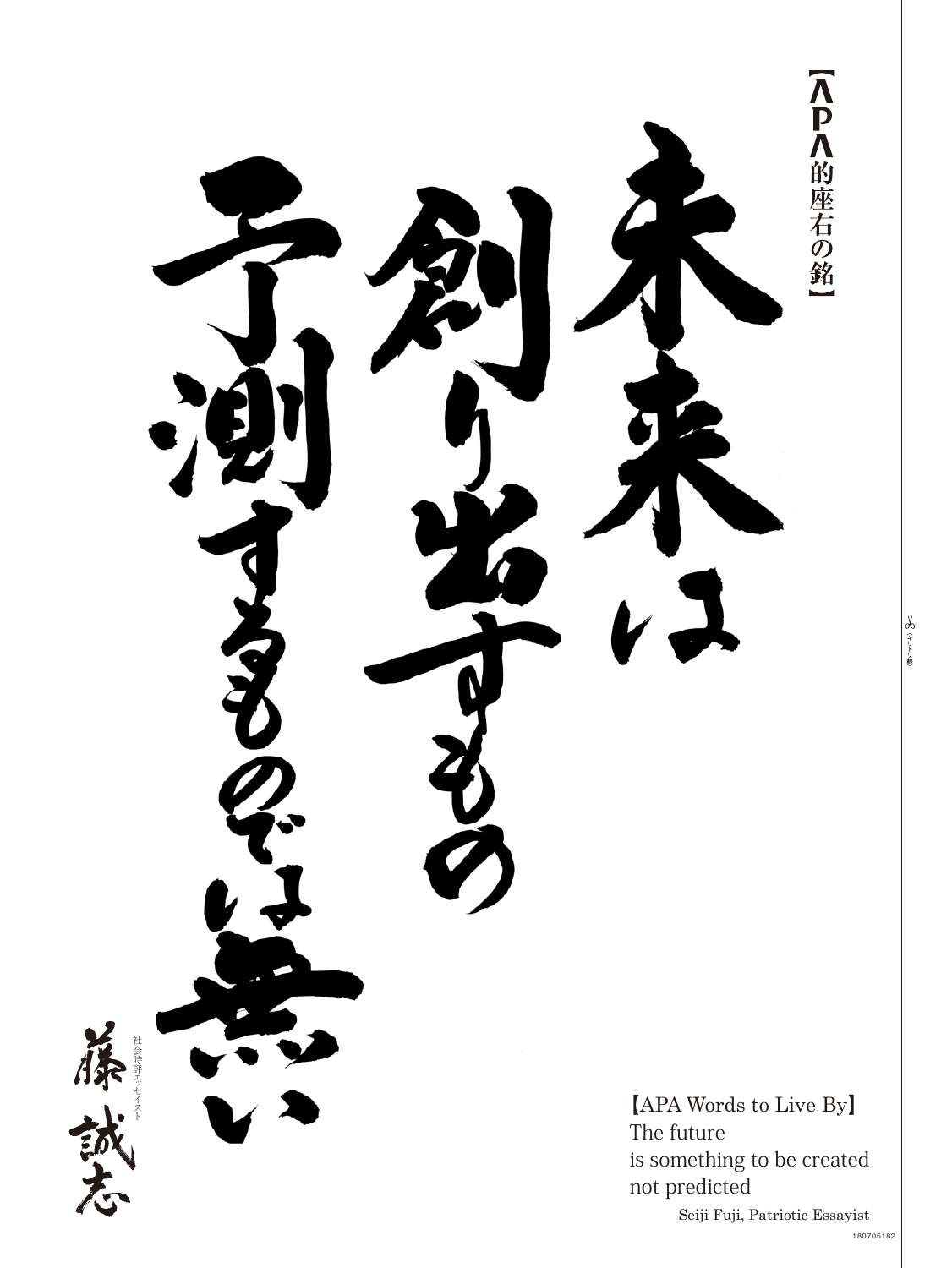【APA的座右の銘】

未来は創り出すもの予測するものでは無い

社会時評エッセイスト
藤誠志

【APA Words to Live By】
The future
is something to be created
not predicted

Seiji Fuji, Patriotic Essayist

180705182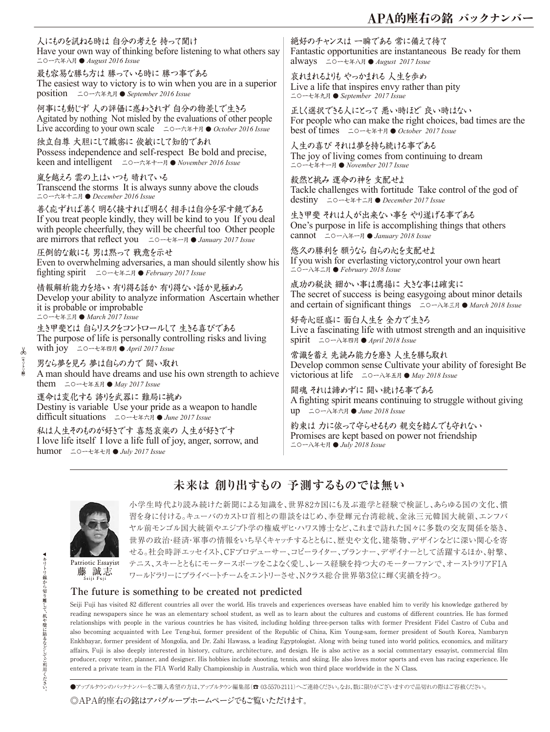## APA的座右の銘 バックナンバー

人にものを訊ねる時は 自分の考えを 持って聞け
Have your own way of thinking before listening to what others say
二〇一六年八月 ● *August 2016 Issue*

最も容易な勝ち方は 勝っている時に 勝つ事である
The easiest way to victory is to win when you are in a superior position 二〇一六年九月 ● *September 2016 Issue*

何事にも動じず 人の評価に惑わされず 自分の物差しで生きろ
Agitated by nothing Not misled by the evaluations of other people Live according to your own scale 二〇一六年十月 ● *October 2016 Issue*

独立自尊 大胆にして緻密に 俊敏にして知的であれ
Possess independence and self-respect Be bold and precise, keen and intelligent 二〇一六年十一月 ● *November 2016 Issue*

嵐を越えろ 雲の上はいつも 晴れている
Transcend the storms It is always sunny above the clouds
二〇一六年十二月 ● *December 2016 Issue*

善く応ずれば善く 明るく接すれば明るく 相手は自分を写す鏡である
If you treat people kindly, they will be kind to you If you deal with people cheerfully, they will be cheerful too Other people are mirrors that reflect you 二〇一七年一月 ● *January 2017 Issue*

圧倒的な敵にも 男は黙って 戦意を示せ
Even to overwhelming adversaries, a man should silently show his fighting spirit 二〇一七年二月 ● *February 2017 Issue*

情報解析能力を培い 有り得る話か 有り得ない話か見極めろ
Develop your ability to analyze information Ascertain whether it is probable or improbable
二〇一七年三月 ● *March 2017 Issue*

生き甲斐とは 自らリスクをコントロールして 生きる喜びである
The purpose of life is personally controlling risks and living with joy 二〇一七年四月 ● *April 2017 Issue*

男なら夢を見ろ 夢は自らの力で 闘い取れ
A man should have dreams and use his own strength to achieve them 二〇一七年五月 ● *May 2017 Issue*

運命は変化する 誇りを武器に 難局に挑め
Destiny is variable Use your pride as a weapon to handle difficult situations 二〇一七年六月 ● *June 2017 Issue*

私は人生そのものが好きです 喜怒哀楽の 人生が好きです
I love life itself I love a life full of joy, anger, sorrow, and humor 二〇一七年七月 ● *July 2017 Issue*

絶好のチャンスは 一瞬である 常に備えて待て
Fantastic opportunities are instantaneous Be ready for them always 二〇一七年八月 ● *August 2017 Issue*

哀れまれるよりも やっかまれる 人生を歩め
Live a life that inspires envy rather than pity
二〇一七年九月 ● *September 2017 Issue*

正しく選択できる人にとって 悪い時ほど 良い時はない
For people who can make the right choices, bad times are the best of times 二〇一七年十月 ● *October 2017 Issue*

人生の喜び それは夢を持ち続ける事である
The joy of living comes from continuing to dream
二〇一七年十一月 ● *November 2017 Issue*

毅然と挑み 運命の神を 支配せよ
Tackle challenges with fortitude Take control of the god of destiny 二〇一七年十二月 ● *December 2017 Issue*

生き甲斐 それは人が出来ない事を やり遂げる事である
One's purpose in life is accomplishing things that others cannot 二〇一八年一月 ● *January 2018 Issue*

悠久の勝利を 願うなら 自らの心を支配せよ
If you wish for everlasting victory,control your own heart
二〇一八年二月 ● *February 2018 Issue*

成功の秘訣 細かい事は鷹揚に 大きな事は確実に
The secret of success is being easygoing about minor details and certain of significant things 二〇一八年三月 ● *March 2018 Issue*

好奇心旺盛に 面白人生を 全力で生きろ
Live a fascinating life with utmost strength and an inquisitive spirit 二〇一八年四月 ● *April 2018 Issue*

常識を蓄え 先読み能力を磨き 人生を勝ち取れ
Develop common sense Cultivate your ability of foresight Be victorious at life 二〇一八年五月 ● *May 2018 Issue*

闘魂 それは諦めずに 闘い続ける事である
A fighting spirit means continuing to struggle without giving up 二〇一八年六月 ● *June 2018 Issue*

約束は 力に依って守らせるもの 親交を結んでも守れない
Promises are kept based on power not friendship
二〇一八年七月 ● *July 2018 Issue*

## 未来は 創り出すもの 予測するものでは無い

Patriotic Essayist
藤 誠志
Seiji Fuji

小学生時代より読み続けた新聞による知識を、世界82カ国にも及ぶ遊学と経験で検証し、あらゆる国の文化、慣習を身に付ける。キューバのカストロ首相との鼎談をはじめ、李登輝元台湾総統、金泳三元韓国大統領、エンフバヤル前モンゴル国大統領やエジプト学の権威ザヒ・ハワス博士など、これまで訪れた国々に多数の交友関係を築き、世界の政治・経済・軍事の情報をいち早くキャッチするとともに、歴史や文化、建築物、デザインなどに深い関心を寄せる。社会時評エッセイスト、CFプロデューサー、コピーライター、プランナー、デザイナーとして活躍するほか、射撃、テニス、スキーとともにモータースポーツをこよなく愛し、レース経験を持つ大のモーターファンで、オーストラリアFIAワールドラリーにプライベートチームをエントリーさせ、Nクラス総合世界第3位に輝く実績を持つ。

### The future is something to be created not predicted

Seiji Fuji has visited 82 different countries all over the world. His travels and experiences overseas have enabled him to verify his knowledge gathered by reading newspapers since he was an elementary school student, as well as to learn about the cultures and customs of different countries. He has formed relationships with people in the various countries he has visited, including holding three-person talks with former President Fidel Castro of Cuba and also becoming acquainted with Lee Teng-hui, former president of the Republic of China, Kim Young-sam, former president of South Korea, Nambaryn Enkhbayar, former president of Mongolia, and Dr. Zahi Hawass, a leading Egyptologist. Along with being tuned into world politics, economics, and military affairs, Fuji is also deeply interested in history, culture, architecture, and design. He is also active as a social commentary essayist, commercial film producer, copy writer, planner, and designer. His hobbies include shooting, tennis, and skiing. He also loves motor sports and even has racing experience. He entered a private team in the FIA World Rally Championship in Australia, which won third place worldwide in the N Class.

◀キリトリ線から切り離して、机や壁に貼るなどしてご利用ください。

●アップルタウンのバックナンバーをご購入希望の方は、アップルタウン編集部(☎ 03-5570-2111)へご連絡ください。なお、数に限りがございますので品切れの際はご容赦ください。

◎APA的座右の銘はアパグループホームページでもご覧いただけます。